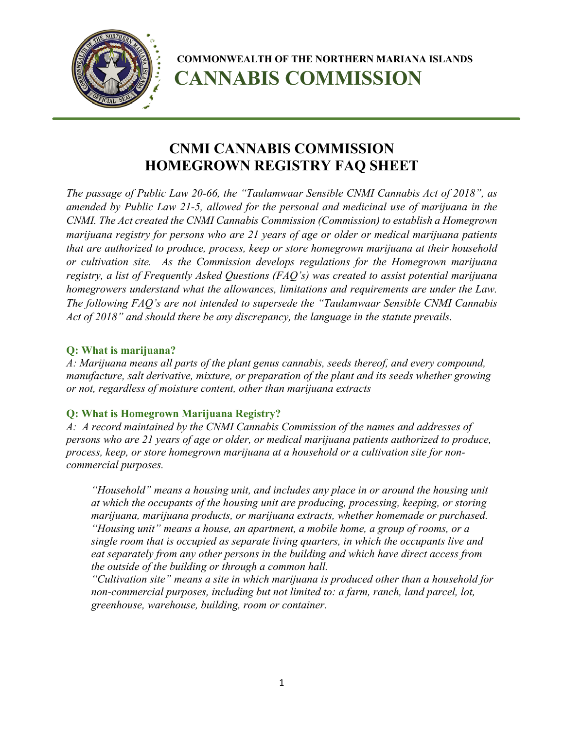**COMMONWEALTH OF THE NORTHERN MARIANA ISLANDS**

# CANNABIS COMMISSION

## CNMI CANNABIS COMMISSION HOMEGROWN REGISTRY FAQ SHEET

*The passage of Public Law 20-66, the "Taulamwaar Sensible CNMI Cannabis Act of 2018", as amended by Public Law 21-5, allowed for the personal and medicinal use of marijuana in the CNMI. The Act created the CNMI Cannabis Commission (Commission) to establish a Homegrown marijuana registry for persons who are 21 years of age or older or medical marijuana patients that are authorized to produce, process, keep or store homegrown marijuana at their household or cultivation site. As the Commission develops regulations for the Homegrown marijuana registry, a list of Frequently Asked Questions (FAQ's) was created to assist potential marijuana homegrowers understand what the allowances, limitations and requirements are under the Law. The following FAQ's are not intended to supersede the "Taulamwaar Sensible CNMI Cannabis Act of 2018" and should there be any discrepancy, the language in the statute prevails.*

### Q: What is marijuana?

*A: Marijuana means all parts of the plant genus cannabis, seeds thereof, and every compound, manufacture, salt derivative, mixture, or preparation of the plant and its seeds whether growing or not, regardless of moisture content, other than marijuana extracts*

### Q: What is Homegrown Marijuana Registry?

*A: A record maintained by the CNMI Cannabis Commission of the names and addresses of persons who are 21 years of age or older, or medical marijuana patients authorized to produce, process, keep, or store homegrown marijuana at a household or a cultivation site for non-commercial purposes.*

> *"Household" means a housing unit, and includes any place in or around the housing unit at which the occupants of the housing unit are producing, processing, keeping, or storing marijuana, marijuana products, or marijuana extracts, whether homemade or purchased.*
> *"Housing unit" means a house, an apartment, a mobile home, a group of rooms, or a single room that is occupied as separate living quarters, in which the occupants live and eat separately from any other persons in the building and which have direct access from the outside of the building or through a common hall.*
> *"Cultivation site" means a site in which marijuana is produced other than a household for non-commercial purposes, including but not limited to: a farm, ranch, land parcel, lot, greenhouse, warehouse, building, room or container.*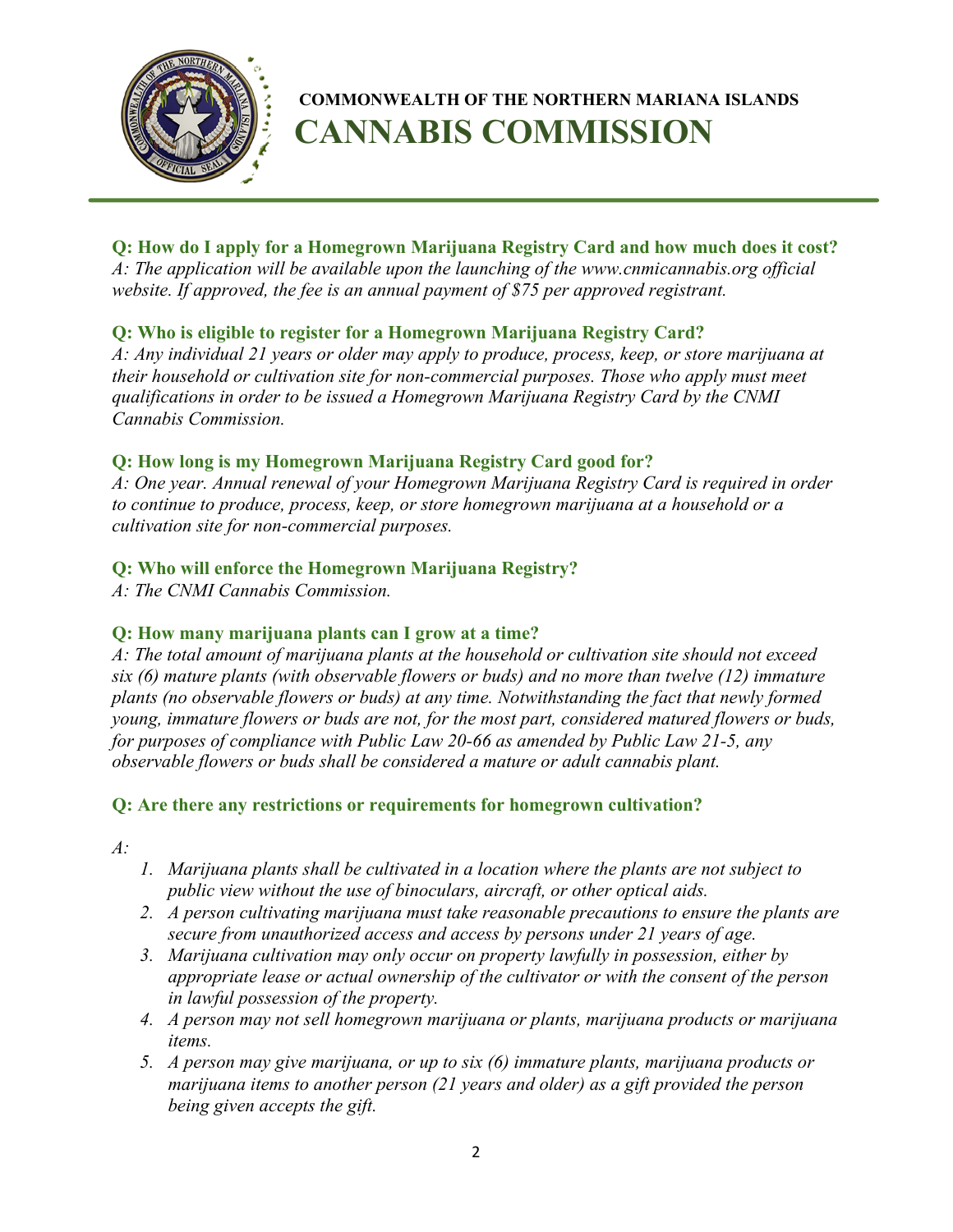**COMMONWEALTH OF THE NORTHERN MARIANA ISLANDS**

# CANNABIS COMMISSION

### Q: How do I apply for a Homegrown Marijuana Registry Card and how much does it cost?

*A: The application will be available upon the launching of the www.cnmicannabis.org official website. If approved, the fee is an annual payment of $75 per approved registrant.*

### Q: Who is eligible to register for a Homegrown Marijuana Registry Card?

*A: Any individual 21 years or older may apply to produce, process, keep, or store marijuana at their household or cultivation site for non-commercial purposes. Those who apply must meet qualifications in order to be issued a Homegrown Marijuana Registry Card by the CNMI Cannabis Commission.*

### Q: How long is my Homegrown Marijuana Registry Card good for?

*A: One year. Annual renewal of your Homegrown Marijuana Registry Card is required in order to continue to produce, process, keep, or store homegrown marijuana at a household or a cultivation site for non-commercial purposes.*

### Q: Who will enforce the Homegrown Marijuana Registry?

*A: The CNMI Cannabis Commission.*

### Q: How many marijuana plants can I grow at a time?

*A: The total amount of marijuana plants at the household or cultivation site should not exceed six (6) mature plants (with observable flowers or buds) and no more than twelve (12) immature plants (no observable flowers or buds) at any time. Notwithstanding the fact that newly formed young, immature flowers or buds are not, for the most part, considered matured flowers or buds, for purposes of compliance with Public Law 20-66 as amended by Public Law 21-5, any observable flowers or buds shall be considered a mature or adult cannabis plant.*

### Q: Are there any restrictions or requirements for homegrown cultivation?

*A:*

1. *Marijuana plants shall be cultivated in a location where the plants are not subject to public view without the use of binoculars, aircraft, or other optical aids.*
2. *A person cultivating marijuana must take reasonable precautions to ensure the plants are secure from unauthorized access and access by persons under 21 years of age.*
3. *Marijuana cultivation may only occur on property lawfully in possession, either by appropriate lease or actual ownership of the cultivator or with the consent of the person in lawful possession of the property.*
4. *A person may not sell homegrown marijuana or plants, marijuana products or marijuana items.*
5. *A person may give marijuana, or up to six (6) immature plants, marijuana products or marijuana items to another person (21 years and older) as a gift provided the person being given accepts the gift.*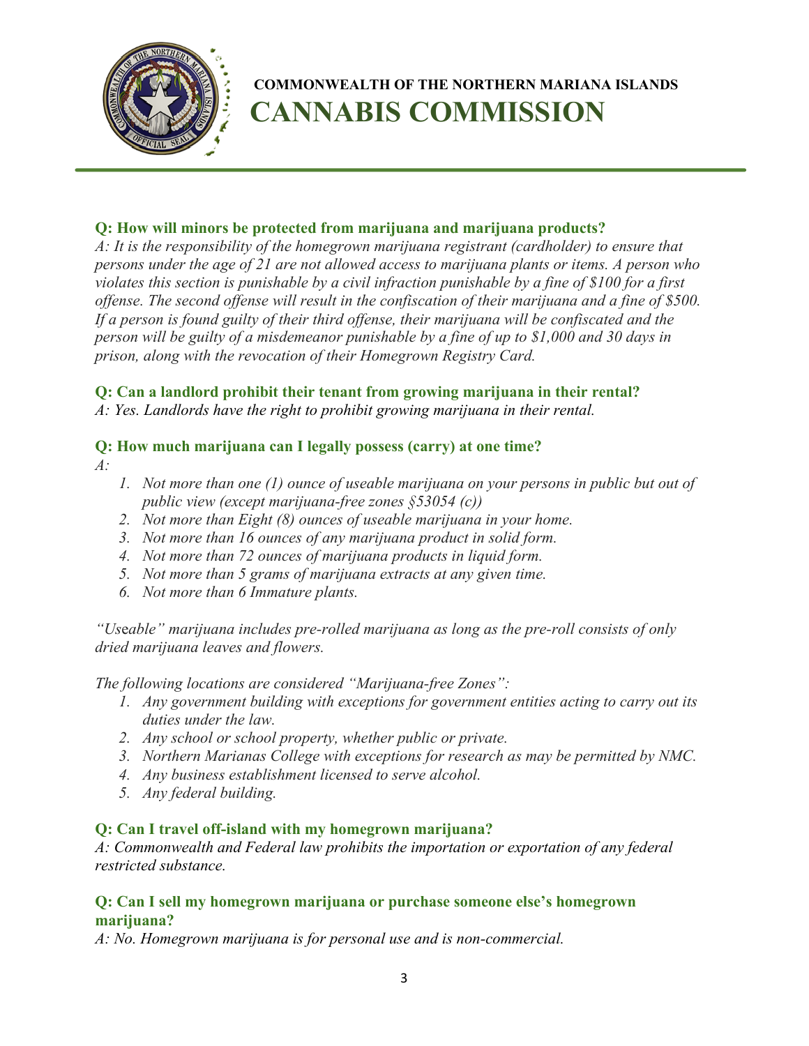**Q: How will minors be protected from marijuana and marijuana products?**
*A: It is the responsibility of the homegrown marijuana registrant (cardholder) to ensure that persons under the age of 21 are not allowed access to marijuana plants or items. A person who violates this section is punishable by a civil infraction punishable by a fine of $100 for a first offense. The second offense will result in the confiscation of their marijuana and a fine of $500. If a person is found guilty of their third offense, their marijuana will be confiscated and the person will be guilty of a misdemeanor punishable by a fine of up to $1,000 and 30 days in prison, along with the revocation of their Homegrown Registry Card.*

**Q: Can a landlord prohibit their tenant from growing marijuana in their rental?**
*A: Yes. Landlords have the right to prohibit growing marijuana in their rental.*

**Q: How much marijuana can I legally possess (carry) at one time?**
*A:*

1. *Not more than one (1) ounce of useable marijuana on your persons in public but out of public view (except marijuana-free zones §53054 (c))*
2. *Not more than Eight (8) ounces of useable marijuana in your home.*
3. *Not more than 16 ounces of any marijuana product in solid form.*
4. *Not more than 72 ounces of marijuana products in liquid form.*
5. *Not more than 5 grams of marijuana extracts at any given time.*
6. *Not more than 6 Immature plants.*

*"Useable" marijuana includes pre-rolled marijuana as long as the pre-roll consists of only dried marijuana leaves and flowers.*

*The following locations are considered "Marijuana-free Zones":*

1. *Any government building with exceptions for government entities acting to carry out its duties under the law.*
2. *Any school or school property, whether public or private.*
3. *Northern Marianas College with exceptions for research as may be permitted by NMC.*
4. *Any business establishment licensed to serve alcohol.*
5. *Any federal building.*

**Q: Can I travel off-island with my homegrown marijuana?**
*A: Commonwealth and Federal law prohibits the importation or exportation of any federal restricted substance.*

**Q: Can I sell my homegrown marijuana or purchase someone else's homegrown marijuana?**
*A: No. Homegrown marijuana is for personal use and is non-commercial.*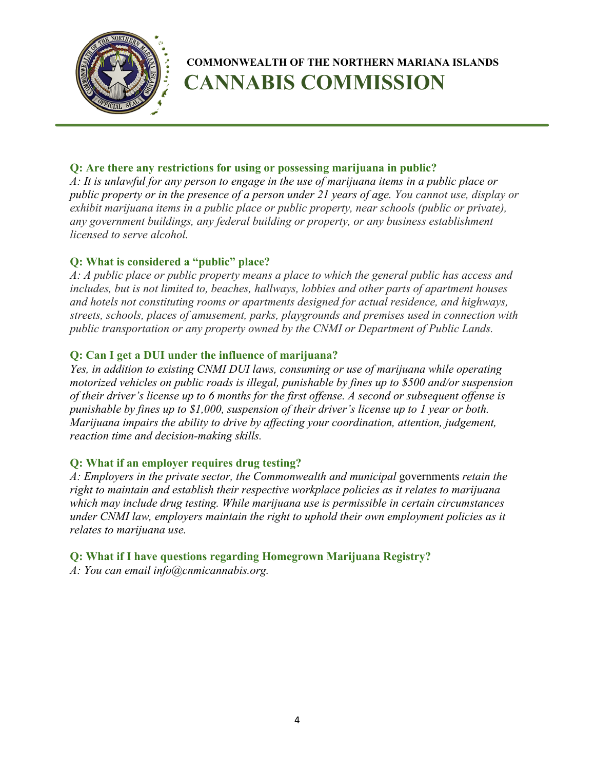**Q: Are there any restrictions for using or possessing marijuana in public?**
*A: It is unlawful for any person to engage in the use of marijuana items in a public place or public property or in the presence of a person under 21 years of age. You cannot use, display or exhibit marijuana items in a public place or public property, near schools (public or private), any government buildings, any federal building or property, or any business establishment licensed to serve alcohol.*

**Q: What is considered a "public" place?**
*A: A public place or public property means a place to which the general public has access and includes, but is not limited to, beaches, hallways, lobbies and other parts of apartment houses and hotels not constituting rooms or apartments designed for actual residence, and highways, streets, schools, places of amusement, parks, playgrounds and premises used in connection with public transportation or any property owned by the CNMI or Department of Public Lands.*

**Q: Can I get a DUI under the influence of marijuana?**
*Yes, in addition to existing CNMI DUI laws, consuming or use of marijuana while operating motorized vehicles on public roads is illegal, punishable by fines up to $500 and/or suspension of their driver's license up to 6 months for the first offense. A second or subsequent offense is punishable by fines up to $1,000, suspension of their driver's license up to 1 year or both. Marijuana impairs the ability to drive by affecting your coordination, attention, judgement, reaction time and decision-making skills.*

**Q: What if an employer requires drug testing?**
*A: Employers in the private sector, the Commonwealth and municipal* governments *retain the right to maintain and establish their respective workplace policies as it relates to marijuana which may include drug testing. While marijuana use is permissible in certain circumstances under CNMI law, employers maintain the right to uphold their own employment policies as it relates to marijuana use.*

**Q: What if I have questions regarding Homegrown Marijuana Registry?**
*A: You can email info@cnmicannabis.org.*